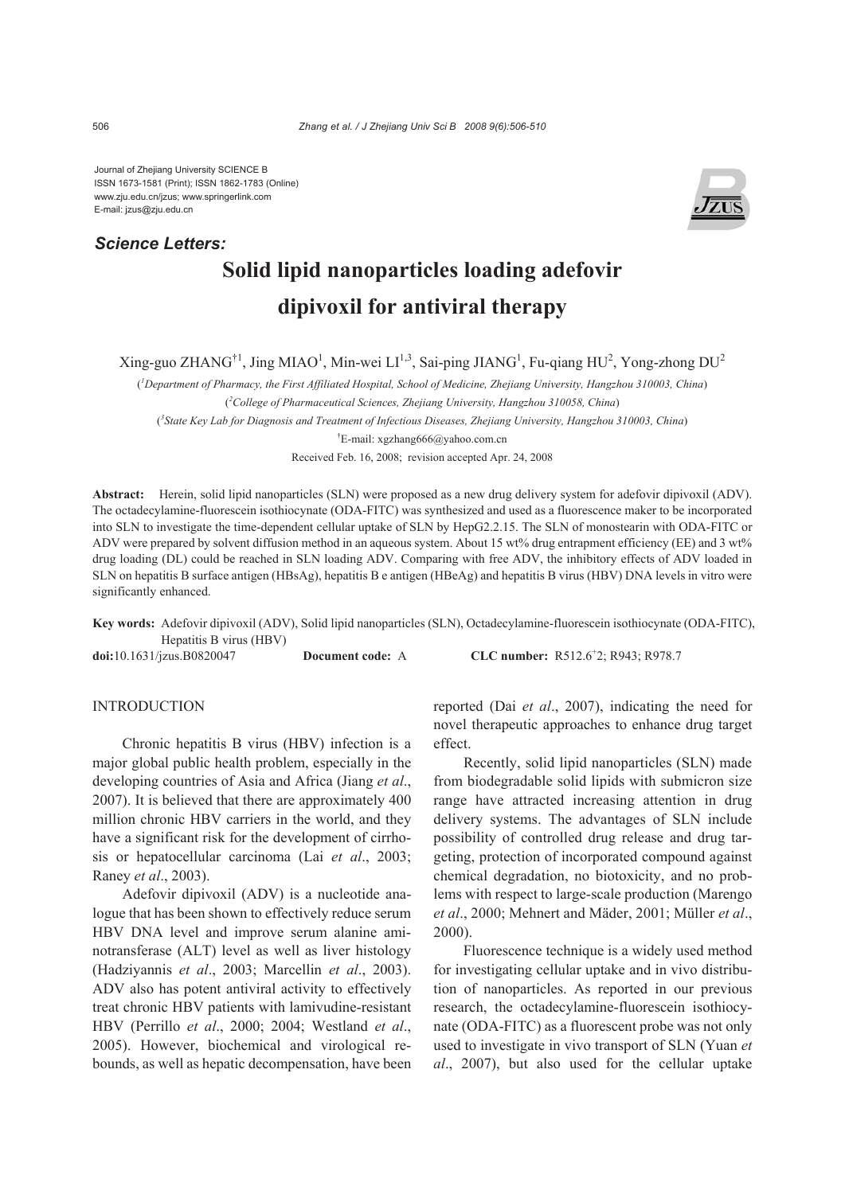Journal of Zhejiang University SCIENCE B
ISSN 1673-1581 (Print); ISSN 1862-1783 (Online)
www.zju.edu.cn/jzus; www.springerlink.com
E-mail: jzus@zju.edu.cn

***Science Letters:***

# Solid lipid nanoparticles loading adefovir dipivoxil for antiviral therapy

Xing-guo ZHANG[†1], Jing MIAO[1], Min-wei LI[1,3], Sai-ping JIANG[1], Fu-qiang HU[2], Yong-zhong DU[2]

([1]*Department of Pharmacy, the First Affiliated Hospital, School of Medicine, Zhejiang University, Hangzhou 310003, China*)

([2]*College of Pharmaceutical Sciences, Zhejiang University, Hangzhou 310058, China*)

([3]*State Key Lab for Diagnosis and Treatment of Infectious Diseases, Zhejiang University, Hangzhou 310003, China*)

[†]E-mail: xgzhang666@yahoo.com.cn

Received Feb. 16, 2008; revision accepted Apr. 24, 2008

**Abstract:** Herein, solid lipid nanoparticles (SLN) were proposed as a new drug delivery system for adefovir dipivoxil (ADV). The octadecylamine-fluorescein isothiocyanate (ODA-FITC) was synthesized and used as a fluorescence maker to be incorporated into SLN to investigate the time-dependent cellular uptake of SLN by HepG2.2.15. The SLN of monostearin with ODA-FITC or ADV were prepared by solvent diffusion method in an aqueous system. About 15 wt% drug entrapment efficiency (EE) and 3 wt% drug loading (DL) could be reached in SLN loading ADV. Comparing with free ADV, the inhibitory effects of ADV loaded in SLN on hepatitis B surface antigen (HBsAg), hepatitis B e antigen (HBeAg) and hepatitis B virus (HBV) DNA levels in vitro were significantly enhanced.

**Key words:** Adefovir dipivoxil (ADV), Solid lipid nanoparticles (SLN), Octadecylamine-fluorescein isothiocyanate (ODA-FITC), Hepatitis B virus (HBV)

**doi:**10.1631/jzus.B0820047 **Document code:** A **CLC number:** R512.6[+]2; R943; R978.7

## INTRODUCTION

Chronic hepatitis B virus (HBV) infection is a major global public health problem, especially in the developing countries of Asia and Africa (Jiang *et al*., 2007). It is believed that there are approximately 400 million chronic HBV carriers in the world, and they have a significant risk for the development of cirrhosis or hepatocellular carcinoma (Lai *et al*., 2003; Raney *et al*., 2003).

Adefovir dipivoxil (ADV) is a nucleotide analogue that has been shown to effectively reduce serum HBV DNA level and improve serum alanine aminotransferase (ALT) level as well as liver histology (Hadziyannis *et al*., 2003; Marcellin *et al*., 2003). ADV also has potent antiviral activity to effectively treat chronic HBV patients with lamivudine-resistant HBV (Perrillo *et al*., 2000; 2004; Westland *et al*., 2005). However, biochemical and virological rebounds, as well as hepatic decompensation, have been reported (Dai *et al*., 2007), indicating the need for novel therapeutic approaches to enhance drug target effect.

Recently, solid lipid nanoparticles (SLN) made from biodegradable solid lipids with submicron size range have attracted increasing attention in drug delivery systems. The advantages of SLN include possibility of controlled drug release and drug targeting, protection of incorporated compound against chemical degradation, no biotoxicity, and no problems with respect to large-scale production (Marengo *et al*., 2000; Mehnert and Mäder, 2001; Müller *et al*., 2000).

Fluorescence technique is a widely used method for investigating cellular uptake and in vivo distribution of nanoparticles. As reported in our previous research, the octadecylamine-fluorescein isothiocyanate (ODA-FITC) as a fluorescent probe was not only used to investigate in vivo transport of SLN (Yuan *et al*., 2007), but also used for the cellular uptake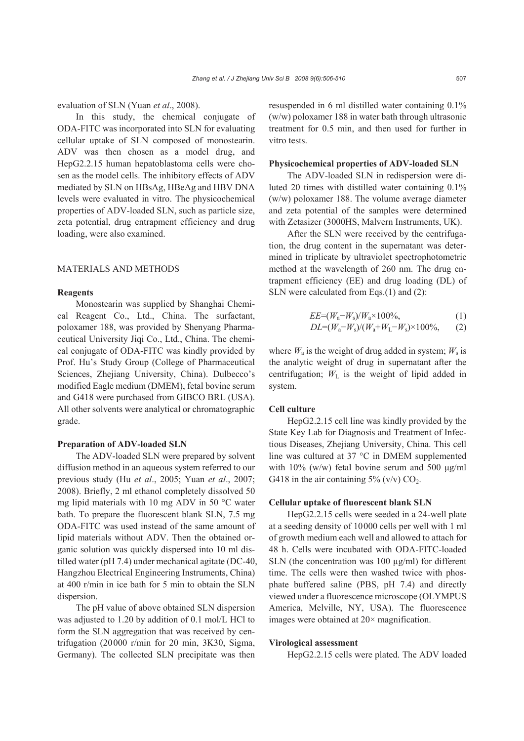evaluation of SLN (Yuan *et al*., 2008).

In this study, the chemical conjugate of ODA-FITC was incorporated into SLN for evaluating cellular uptake of SLN composed of monostearin. ADV was then chosen as a model drug, and HepG2.2.15 human hepatoblastoma cells were chosen as the model cells. The inhibitory effects of ADV mediated by SLN on HBsAg, HBeAg and HBV DNA levels were evaluated in vitro. The physicochemical properties of ADV-loaded SLN, such as particle size, zeta potential, drug entrapment efficiency and drug loading, were also examined.

## MATERIALS AND METHODS

### Reagents

Monostearin was supplied by Shanghai Chemical Reagent Co., Ltd., China. The surfactant, poloxamer 188, was provided by Shenyang Pharmaceutical University Jiqi Co., Ltd., China. The chemical conjugate of ODA-FITC was kindly provided by Prof. Hu's Study Group (College of Pharmaceutical Sciences, Zhejiang University, China). Dulbecco's modified Eagle medium (DMEM), fetal bovine serum and G418 were purchased from GIBCO BRL (USA). All other solvents were analytical or chromatographic grade.

### Preparation of ADV-loaded SLN

The ADV-loaded SLN were prepared by solvent diffusion method in an aqueous system referred to our previous study (Hu *et al*., 2005; Yuan *et al*., 2007; 2008). Briefly, 2 ml ethanol completely dissolved 50 mg lipid materials with 10 mg ADV in 50 °C water bath. To prepare the fluorescent blank SLN, 7.5 mg ODA-FITC was used instead of the same amount of lipid materials without ADV. Then the obtained organic solution was quickly dispersed into 10 ml distilled water (pH 7.4) under mechanical agitate (DC-40, Hangzhou Electrical Engineering Instruments, China) at 400 r/min in ice bath for 5 min to obtain the SLN dispersion.

The pH value of above obtained SLN dispersion was adjusted to 1.20 by addition of 0.1 mol/L HCl to form the SLN aggregation that was received by centrifugation (20000 r/min for 20 min, 3K30, Sigma, Germany). The collected SLN precipitate was then resuspended in 6 ml distilled water containing 0.1% (w/w) poloxamer 188 in water bath through ultrasonic treatment for 0.5 min, and then used for further in vitro tests.

### Physicochemical properties of ADV-loaded SLN

The ADV-loaded SLN in redispersion were diluted 20 times with distilled water containing 0.1% (w/w) poloxamer 188. The volume average diameter and zeta potential of the samples were determined with Zetasizer (3000HS, Malvern Instruments, UK).

After the SLN were received by the centrifugation, the drug content in the supernatant was determined in triplicate by ultraviolet spectrophotometric method at the wavelength of 260 nm. The drug entrapment efficiency (EE) and drug loading (DL) of SLN were calculated from Eqs.(1) and (2):

$$EE=(W_a-W_s)/W_a\times100\%, \tag{1}$$

$$DL=(W_a-W_s)/(W_a+W_L-W_s)\times100\%, \tag{2}$$

where $W_a$ is the weight of drug added in system; $W_s$ is the analytic weight of drug in supernatant after the centrifugation; $W_L$ is the weight of lipid added in system.

### Cell culture

HepG2.2.15 cell line was kindly provided by the State Key Lab for Diagnosis and Treatment of Infectious Diseases, Zhejiang University, China. This cell line was cultured at 37 °C in DMEM supplemented with 10% (w/w) fetal bovine serum and 500 μg/ml G418 in the air containing 5% (v/v) $CO_2$.

### Cellular uptake of fluorescent blank SLN

HepG2.2.15 cells were seeded in a 24-well plate at a seeding density of 10000 cells per well with 1 ml of growth medium each well and allowed to attach for 48 h. Cells were incubated with ODA-FITC-loaded SLN (the concentration was 100 μg/ml) for different time. The cells were then washed twice with phosphate buffered saline (PBS, pH 7.4) and directly viewed under a fluorescence microscope (OLYMPUS America, Melville, NY, USA). The fluorescence images were obtained at 20× magnification.

### Virological assessment

HepG2.2.15 cells were plated. The ADV loaded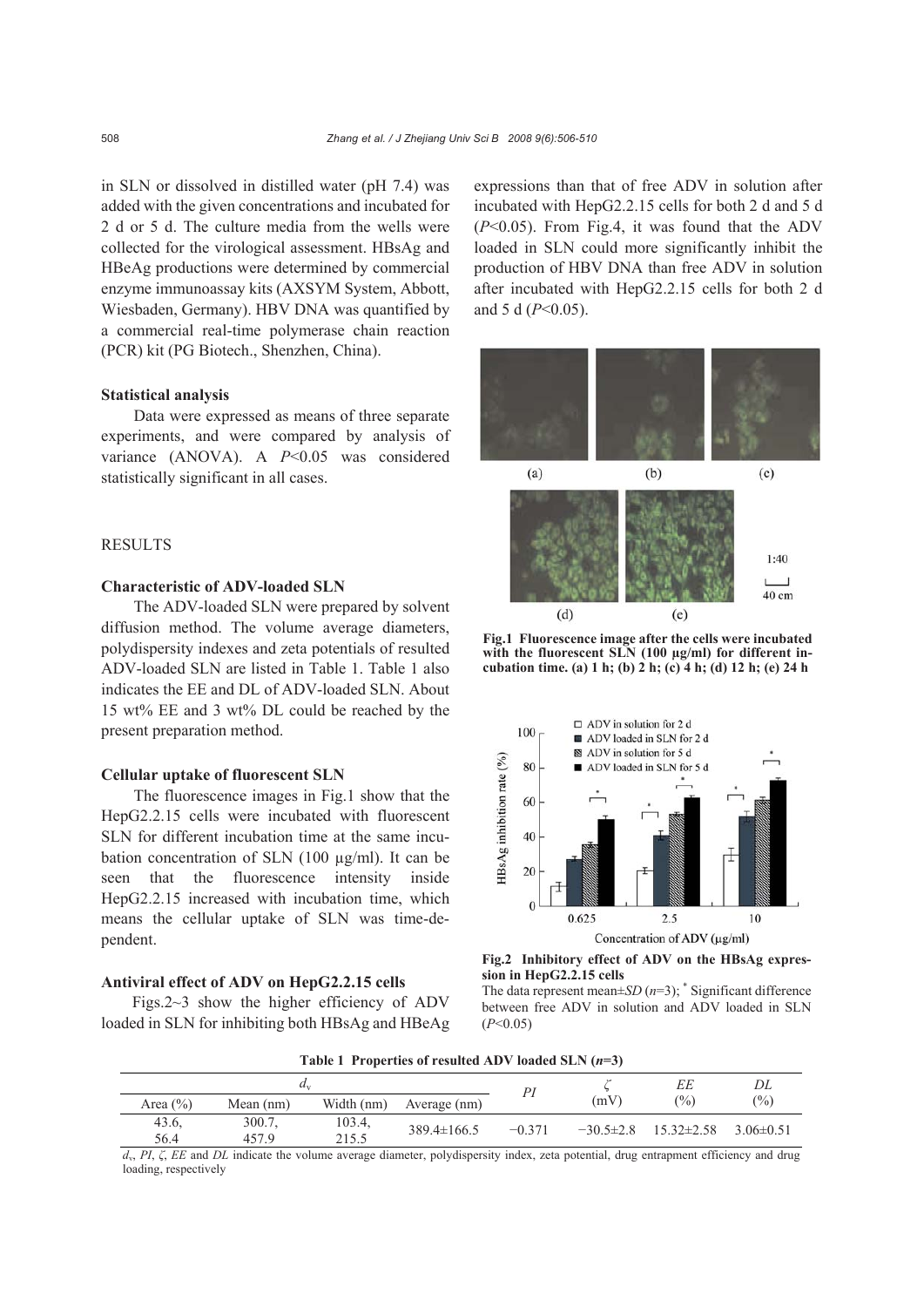in SLN or dissolved in distilled water (pH 7.4) was added with the given concentrations and incubated for 2 d or 5 d. The culture media from the wells were collected for the virological assessment. HBsAg and HBeAg productions were determined by commercial enzyme immunoassay kits (AXSYM System, Abbott, Wiesbaden, Germany). HBV DNA was quantified by a commercial real-time polymerase chain reaction (PCR) kit (PG Biotech., Shenzhen, China).

### Statistical analysis

Data were expressed as means of three separate experiments, and were compared by analysis of variance (ANOVA). A $P<0.05$ was considered statistically significant in all cases.

## RESULTS

### Characteristic of ADV-loaded SLN

The ADV-loaded SLN were prepared by solvent diffusion method. The volume average diameters, polydispersity indexes and zeta potentials of resulted ADV-loaded SLN are listed in Table 1. Table 1 also indicates the EE and DL of ADV-loaded SLN. About 15 wt% EE and 3 wt% DL could be reached by the present preparation method.

### Cellular uptake of fluorescent SLN

The fluorescence images in Fig.1 show that the HepG2.2.15 cells were incubated with fluorescent SLN for different incubation time at the same incubation concentration of SLN (100 μg/ml). It can be seen that the fluorescence intensity inside HepG2.2.15 increased with incubation time, which means the cellular uptake of SLN was time-dependent.

### Antiviral effect of ADV on HepG2.2.15 cells

Figs.2~3 show the higher efficiency of ADV loaded in SLN for inhibiting both HBsAg and HBeAg expressions than that of free ADV in solution after incubated with HepG2.2.15 cells for both 2 d and 5 d ($P<0.05$). From Fig.4, it was found that the ADV loaded in SLN could more significantly inhibit the production of HBV DNA than free ADV in solution after incubated with HepG2.2.15 cells for both 2 d and 5 d ($P<0.05$).

**Fig.1 Fluorescence image after the cells were incubated with the fluorescent SLN (100 μg/ml) for different incubation time. (a) 1 h; (b) 2 h; (c) 4 h; (d) 12 h; (e) 24 h**

**Fig.2 Inhibitory effect of ADV on the HBsAg expression in HepG2.2.15 cells**

The data represent mean±*SD* ($n=3$); * Significant difference between free ADV in solution and ADV loaded in SLN ($P<0.05$)

**Table 1 Properties of resulted ADV loaded SLN ($n=3$)**

| $d_v$ | | | | $PI$ | $\zeta$ (mV) | $EE$ (%) | $DL$ (%) |
|---|---|---|---|---|---|---|---|
| Area (%) | Mean (nm) | Width (nm) | Average (nm) | | | | |
| 43.6, 56.4 | 300.7, 457.9 | 103.4, 215.5 | 389.4±166.5 | −0.371 | −30.5±2.8 | 15.32±2.58 | 3.06±0.51 |

$d_v$, $PI$, $\zeta$, $EE$ and $DL$ indicate the volume average diameter, polydispersity index, zeta potential, drug entrapment efficiency and drug loading, respectively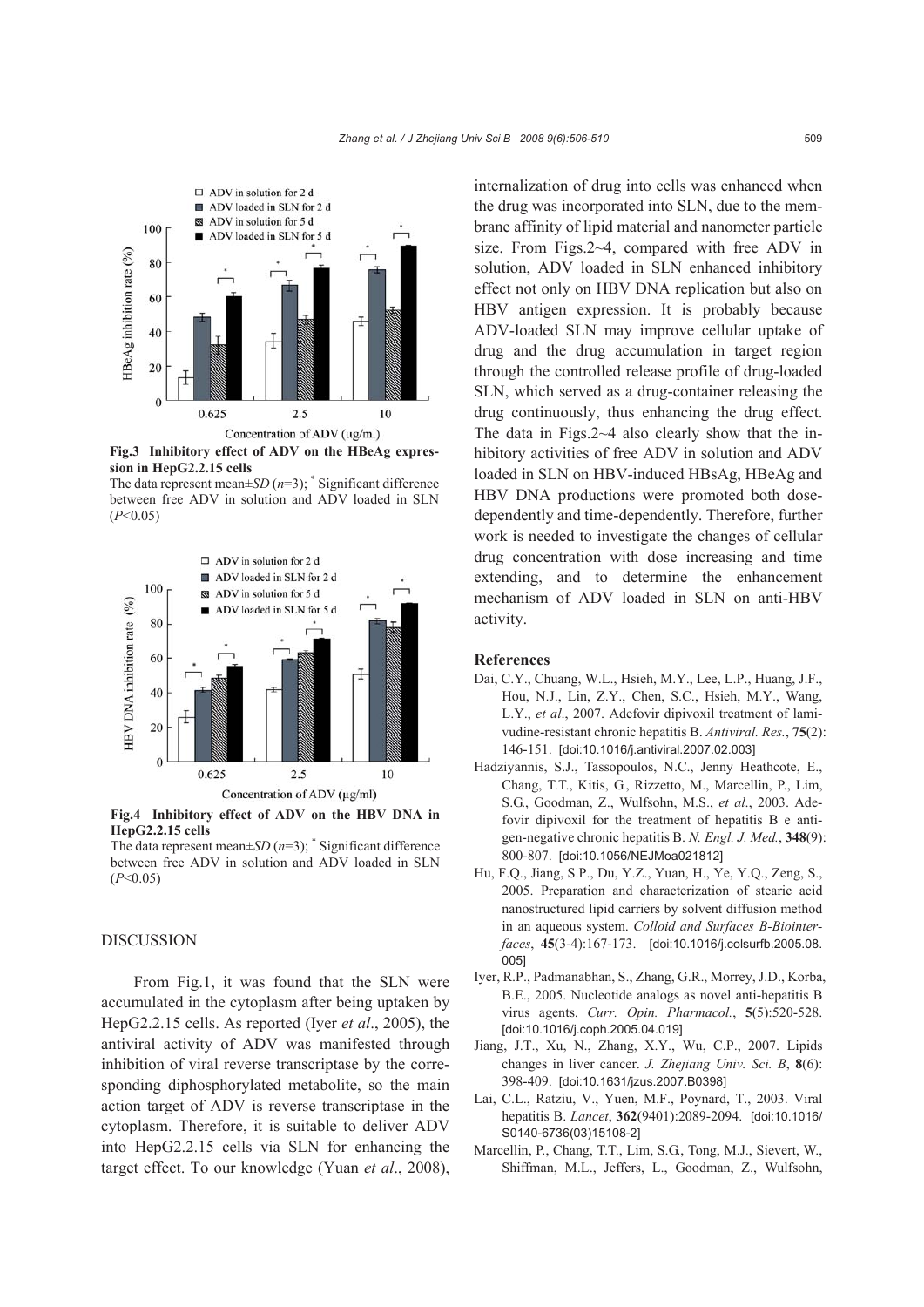**Fig.3 Inhibitory effect of ADV on the HBeAg expression in HepG2.2.15 cells**

The data represent mean±*SD* (*n*=3); * Significant difference between free ADV in solution and ADV loaded in SLN ($P$<0.05)

**Fig.4 Inhibitory effect of ADV on the HBV DNA in HepG2.2.15 cells**

The data represent mean±*SD* (*n*=3); * Significant difference between free ADV in solution and ADV loaded in SLN ($P$<0.05)

## DISCUSSION

From Fig.1, it was found that the SLN were accumulated in the cytoplasm after being uptaken by HepG2.2.15 cells. As reported (Iyer *et al*., 2005), the antiviral activity of ADV was manifested through inhibition of viral reverse transcriptase by the corresponding diphosphorylated metabolite, so the main action target of ADV is reverse transcriptase in the cytoplasm. Therefore, it is suitable to deliver ADV into HepG2.2.15 cells via SLN for enhancing the target effect. To our knowledge (Yuan *et al*., 2008), internalization of drug into cells was enhanced when the drug was incorporated into SLN, due to the membrane affinity of lipid material and nanometer particle size. From Figs.2~4, compared with free ADV in solution, ADV loaded in SLN enhanced inhibitory effect not only on HBV DNA replication but also on HBV antigen expression. It is probably because ADV-loaded SLN may improve cellular uptake of drug and the drug accumulation in target region through the controlled release profile of drug-loaded SLN, which served as a drug-container releasing the drug continuously, thus enhancing the drug effect. The data in Figs.2~4 also clearly show that the inhibitory activities of free ADV in solution and ADV loaded in SLN on HBV-induced HBsAg, HBeAg and HBV DNA productions were promoted both dose-dependently and time-dependently. Therefore, further work is needed to investigate the changes of cellular drug concentration with dose increasing and time extending, and to determine the enhancement mechanism of ADV loaded in SLN on anti-HBV activity.

## References

Dai, C.Y., Chuang, W.L., Hsieh, M.Y., Lee, L.P., Huang, J.F., Hou, N.J., Lin, Z.Y., Chen, S.C., Hsieh, M.Y., Wang, L.Y., *et al*., 2007. Adefovir dipivoxil treatment of lamivudine-resistant chronic hepatitis B. *Antiviral. Res.*, **75**(2): 146-151. [doi:10.1016/j.antiviral.2007.02.003]

Hadziyannis, S.J., Tassopoulos, N.C., Jenny Heathcote, E., Chang, T.T., Kitis, G., Rizzetto, M., Marcellin, P., Lim, S.G., Goodman, Z., Wulfsohn, M.S., *et al*., 2003. Adefovir dipivoxil for the treatment of hepatitis B e antigen-negative chronic hepatitis B. *N. Engl. J. Med.*, **348**(9): 800-807. [doi:10.1056/NEJMoa021812]

Hu, F.Q., Jiang, S.P., Du, Y.Z., Yuan, H., Ye, Y.Q., Zeng, S., 2005. Preparation and characterization of stearic acid nanostructured lipid carriers by solvent diffusion method in an aqueous system. *Colloid and Surfaces B-Biointerfaces*, **45**(3-4):167-173. [doi:10.1016/j.colsurfb.2005.08.005]

Iyer, R.P., Padmanabhan, S., Zhang, G.R., Morrey, J.D., Korba, B.E., 2005. Nucleotide analogs as novel anti-hepatitis B virus agents. *Curr. Opin. Pharmacol.*, **5**(5):520-528. [doi:10.1016/j.coph.2005.04.019]

Jiang, J.T., Xu, N., Zhang, X.Y., Wu, C.P., 2007. Lipids changes in liver cancer. *J. Zhejiang Univ. Sci. B*, **8**(6): 398-409. [doi:10.1631/jzus.2007.B0398]

Lai, C.L., Ratziu, V., Yuen, M.F., Poynard, T., 2003. Viral hepatitis B. *Lancet*, **362**(9401):2089-2094. [doi:10.1016/S0140-6736(03)15108-2]

Marcellin, P., Chang, T.T., Lim, S.G., Tong, M.J., Sievert, W., Shiffman, M.L., Jeffers, L., Goodman, Z., Wulfsohn,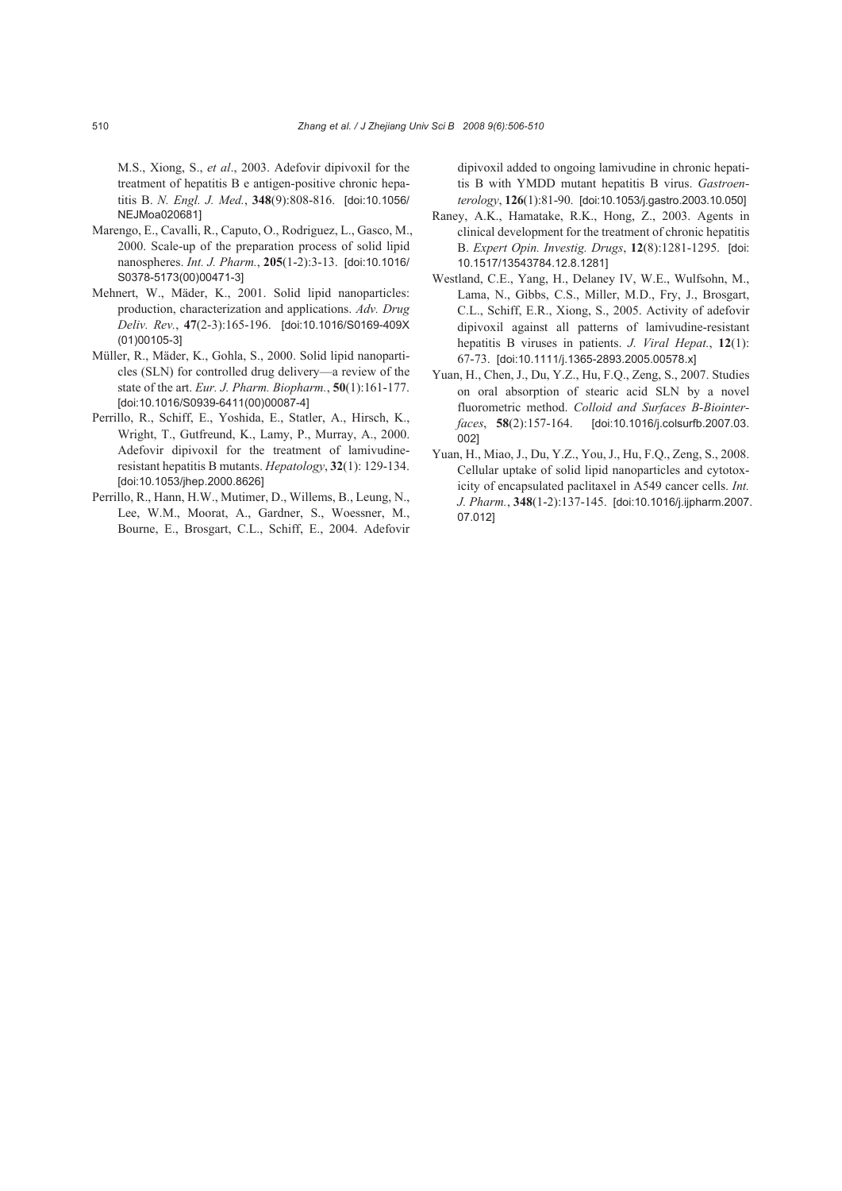M.S., Xiong, S., *et al*., 2003. Adefovir dipivoxil for the treatment of hepatitis B e antigen-positive chronic hepatitis B. *N. Engl. J. Med.*, **348**(9):808-816. [doi:10.1056/NEJMoa020681]

Marengo, E., Cavalli, R., Caputo, O., Rodriguez, L., Gasco, M., 2000. Scale-up of the preparation process of solid lipid nanospheres. *Int. J. Pharm.*, **205**(1-2):3-13. [doi:10.1016/S0378-5173(00)00471-3]

Mehnert, W., Mäder, K., 2001. Solid lipid nanoparticles: production, characterization and applications. *Adv. Drug Deliv. Rev.*, **47**(2-3):165-196. [doi:10.1016/S0169-409X(01)00105-3]

Müller, R., Mäder, K., Gohla, S., 2000. Solid lipid nanoparticles (SLN) for controlled drug delivery—a review of the state of the art. *Eur. J. Pharm. Biopharm.*, **50**(1):161-177. [doi:10.1016/S0939-6411(00)00087-4]

Perrillo, R., Schiff, E., Yoshida, E., Statler, A., Hirsch, K., Wright, T., Gutfreund, K., Lamy, P., Murray, A., 2000. Adefovir dipivoxil for the treatment of lamivudine-resistant hepatitis B mutants. *Hepatology*, **32**(1): 129-134. [doi:10.1053/jhep.2000.8626]

Perrillo, R., Hann, H.W., Mutimer, D., Willems, B., Leung, N., Lee, W.M., Moorat, A., Gardner, S., Woessner, M., Bourne, E., Brosgart, C.L., Schiff, E., 2004. Adefovir dipivoxil added to ongoing lamivudine in chronic hepatitis B with YMDD mutant hepatitis B virus. *Gastroenterology*, **126**(1):81-90. [doi:10.1053/j.gastro.2003.10.050]

Raney, A.K., Hamatake, R.K., Hong, Z., 2003. Agents in clinical development for the treatment of chronic hepatitis B. *Expert Opin. Investig. Drugs*, **12**(8):1281-1295. [doi:10.1517/13543784.12.8.1281]

Westland, C.E., Yang, H., Delaney IV, W.E., Wulfsohn, M., Lama, N., Gibbs, C.S., Miller, M.D., Fry, J., Brosgart, C.L., Schiff, E.R., Xiong, S., 2005. Activity of adefovir dipivoxil against all patterns of lamivudine-resistant hepatitis B viruses in patients. *J. Viral Hepat.*, **12**(1): 67-73. [doi:10.1111/j.1365-2893.2005.00578.x]

Yuan, H., Chen, J., Du, Y.Z., Hu, F.Q., Zeng, S., 2007. Studies on oral absorption of stearic acid SLN by a novel fluorometric method. *Colloid and Surfaces B-Biointerfaces*, **58**(2):157-164. [doi:10.1016/j.colsurfb.2007.03.002]

Yuan, H., Miao, J., Du, Y.Z., You, J., Hu, F.Q., Zeng, S., 2008. Cellular uptake of solid lipid nanoparticles and cytotoxicity of encapsulated paclitaxel in A549 cancer cells. *Int. J. Pharm.*, **348**(1-2):137-145. [doi:10.1016/j.ijpharm.2007.07.012]